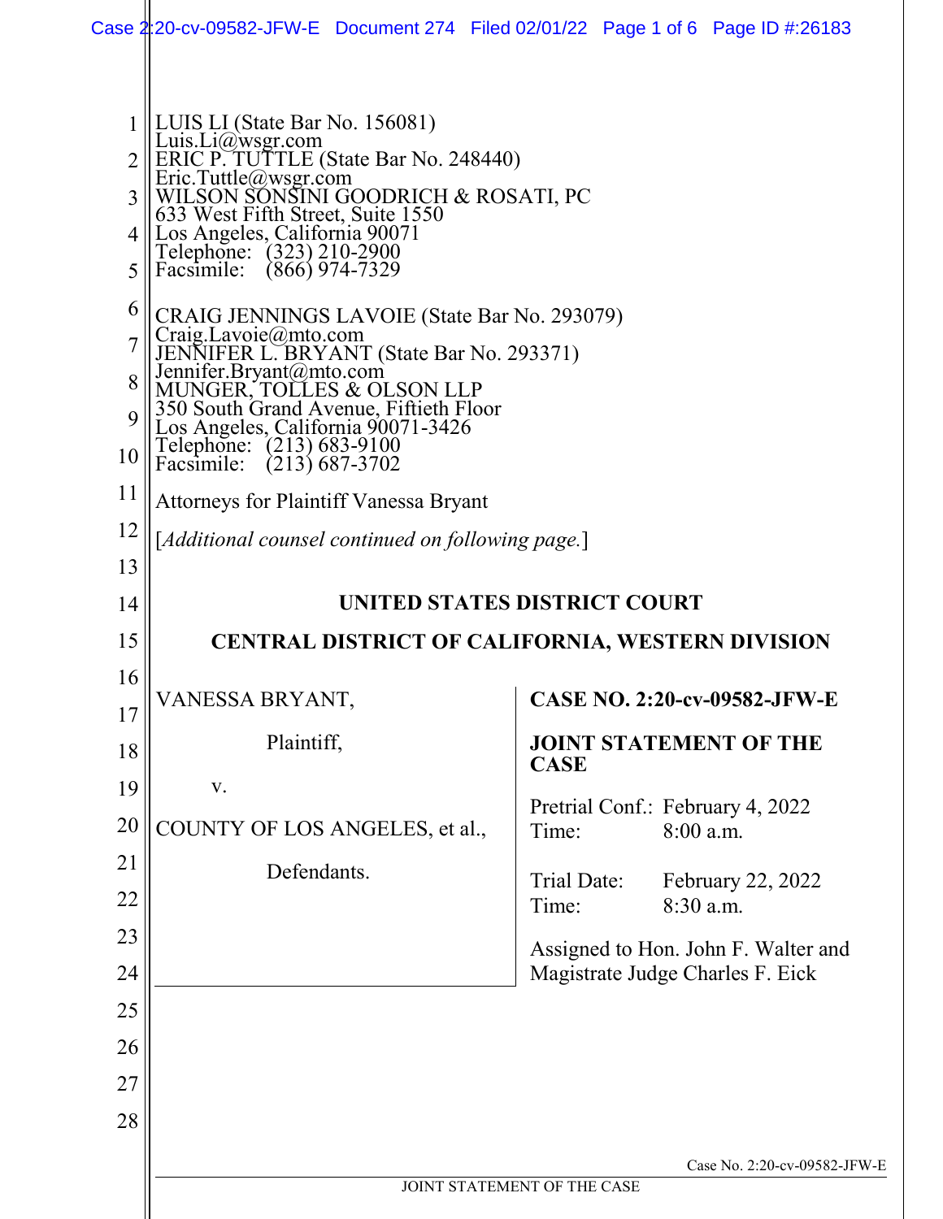LUIS LI (State Bar No. 156081)
Luis.Li@wsgr.com
ERIC P. TUTTLE (State Bar No. 248440)
Eric.Tuttle@wsgr.com
WILSON SONSINI GOODRICH & ROSATI, PC
633 West Fifth Street, Suite 1550
Los Angeles, California 90071
Telephone: (323) 210-2900
Facsimile: (866) 974-7329

CRAIG JENNINGS LAVOIE (State Bar No. 293079)
Craig.Lavoie@mto.com
JENNIFER L. BRYANT (State Bar No. 293371)
Jennifer.Bryant@mto.com
MUNGER, TOLLES & OLSON LLP
350 South Grand Avenue, Fiftieth Floor
Los Angeles, California 90071-3426
Telephone: (213) 683-9100
Facsimile: (213) 687-3702

Attorneys for Plaintiff Vanessa Bryant

[*Additional counsel continued on following page.*]

**UNITED STATES DISTRICT COURT**

**CENTRAL DISTRICT OF CALIFORNIA, WESTERN DIVISION**

VANESSA BRYANT,

Plaintiff,

v.

COUNTY OF LOS ANGELES, et al.,

Defendants.

**CASE NO. 2:20-cv-09582-JFW-E**

**JOINT STATEMENT OF THE CASE**

Pretrial Conf.: February 4, 2022
Time: 8:00 a.m.

Trial Date: February 22, 2022
Time: 8:30 a.m.

Assigned to Hon. John F. Walter and Magistrate Judge Charles F. Eick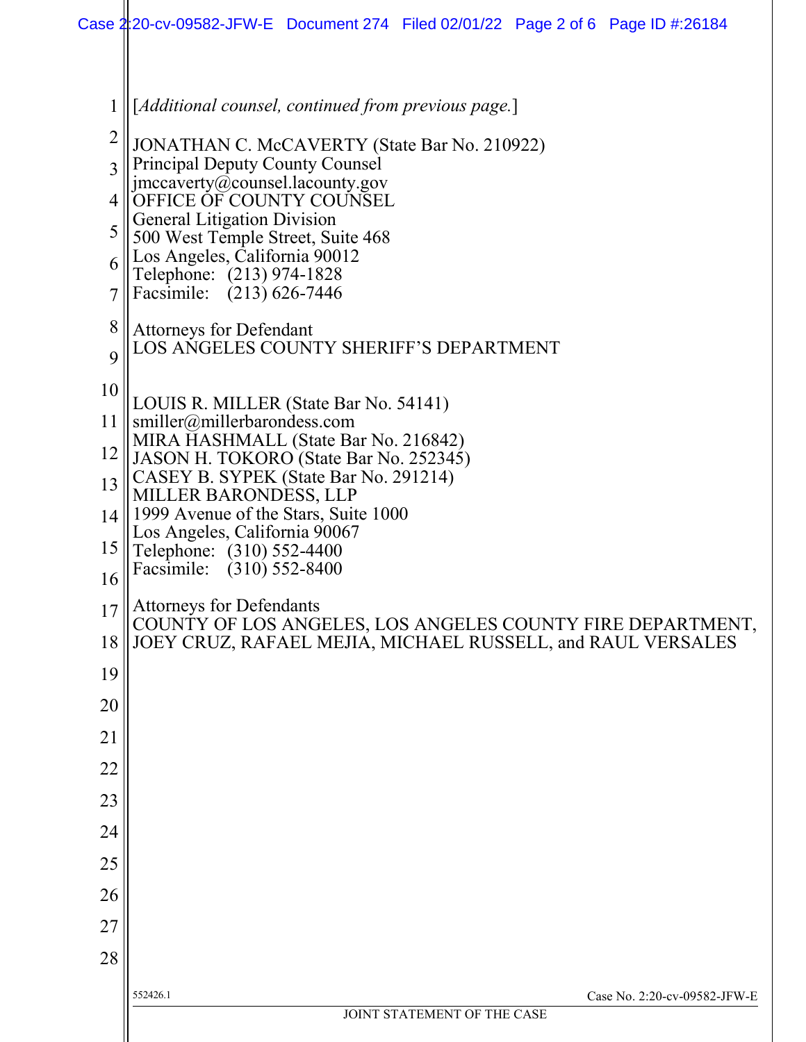[*Additional counsel, continued from previous page.*]

JONATHAN C. McCAVERTY (State Bar No. 210922)
Principal Deputy County Counsel
jmccaverty@counsel.lacounty.gov
OFFICE OF COUNTY COUNSEL
General Litigation Division
500 West Temple Street, Suite 468
Los Angeles, California 90012
Telephone: (213) 974-1828
Facsimile: (213) 626-7446

Attorneys for Defendant
LOS ANGELES COUNTY SHERIFF'S DEPARTMENT

LOUIS R. MILLER (State Bar No. 54141)
smiller@millerbarondess.com
MIRA HASHMALL (State Bar No. 216842)
JASON H. TOKORO (State Bar No. 252345)
CASEY B. SYPEK (State Bar No. 291214)
MILLER BARONDESS, LLP
1999 Avenue of the Stars, Suite 1000
Los Angeles, California 90067
Telephone: (310) 552-4400
Facsimile: (310) 552-8400

Attorneys for Defendants
COUNTY OF LOS ANGELES, LOS ANGELES COUNTY FIRE DEPARTMENT, JOEY CRUZ, RAFAEL MEJIA, MICHAEL RUSSELL, and RAUL VERSALES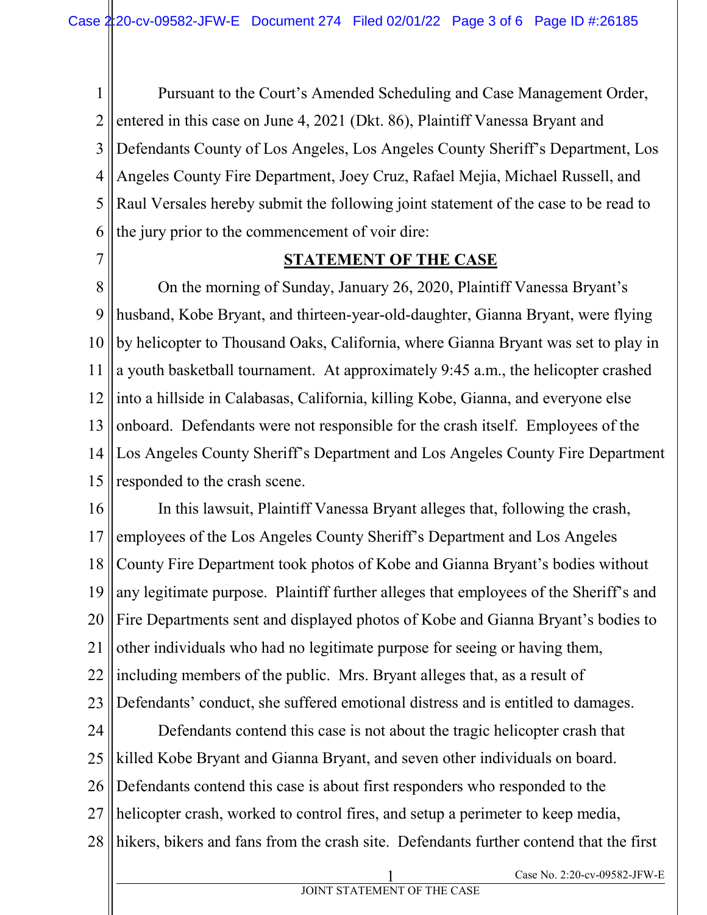Pursuant to the Court's Amended Scheduling and Case Management Order, entered in this case on June 4, 2021 (Dkt. 86), Plaintiff Vanessa Bryant and Defendants County of Los Angeles, Los Angeles County Sheriff's Department, Los Angeles County Fire Department, Joey Cruz, Rafael Mejia, Michael Russell, and Raul Versales hereby submit the following joint statement of the case to be read to the jury prior to the commencement of voir dire:

## STATEMENT OF THE CASE

On the morning of Sunday, January 26, 2020, Plaintiff Vanessa Bryant's husband, Kobe Bryant, and thirteen-year-old-daughter, Gianna Bryant, were flying by helicopter to Thousand Oaks, California, where Gianna Bryant was set to play in a youth basketball tournament. At approximately 9:45 a.m., the helicopter crashed into a hillside in Calabasas, California, killing Kobe, Gianna, and everyone else onboard. Defendants were not responsible for the crash itself. Employees of the Los Angeles County Sheriff's Department and Los Angeles County Fire Department responded to the crash scene.

In this lawsuit, Plaintiff Vanessa Bryant alleges that, following the crash, employees of the Los Angeles County Sheriff's Department and Los Angeles County Fire Department took photos of Kobe and Gianna Bryant's bodies without any legitimate purpose. Plaintiff further alleges that employees of the Sheriff's and Fire Departments sent and displayed photos of Kobe and Gianna Bryant's bodies to other individuals who had no legitimate purpose for seeing or having them, including members of the public. Mrs. Bryant alleges that, as a result of Defendants' conduct, she suffered emotional distress and is entitled to damages.

Defendants contend this case is not about the tragic helicopter crash that killed Kobe Bryant and Gianna Bryant, and seven other individuals on board. Defendants contend this case is about first responders who responded to the helicopter crash, worked to control fires, and setup a perimeter to keep media, hikers, bikers and fans from the crash site. Defendants further contend that the first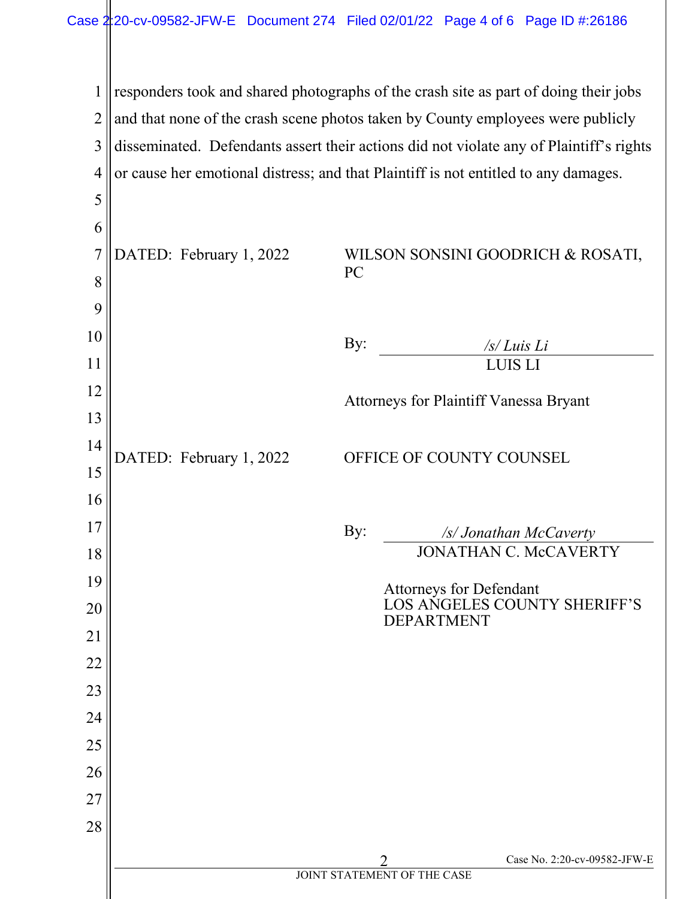responders took and shared photographs of the crash site as part of doing their jobs and that none of the crash scene photos taken by County employees were publicly disseminated. Defendants assert their actions did not violate any of Plaintiff's rights or cause her emotional distress; and that Plaintiff is not entitled to any damages.

DATED: February 1, 2022

WILSON SONSINI GOODRICH & ROSATI, PC

By: */s/ Luis Li*
LUIS LI

Attorneys for Plaintiff Vanessa Bryant

DATED: February 1, 2022

OFFICE OF COUNTY COUNSEL

By: */s/ Jonathan McCaverty*
JONATHAN C. McCAVERTY

Attorneys for Defendant
LOS ANGELES COUNTY SHERIFF'S DEPARTMENT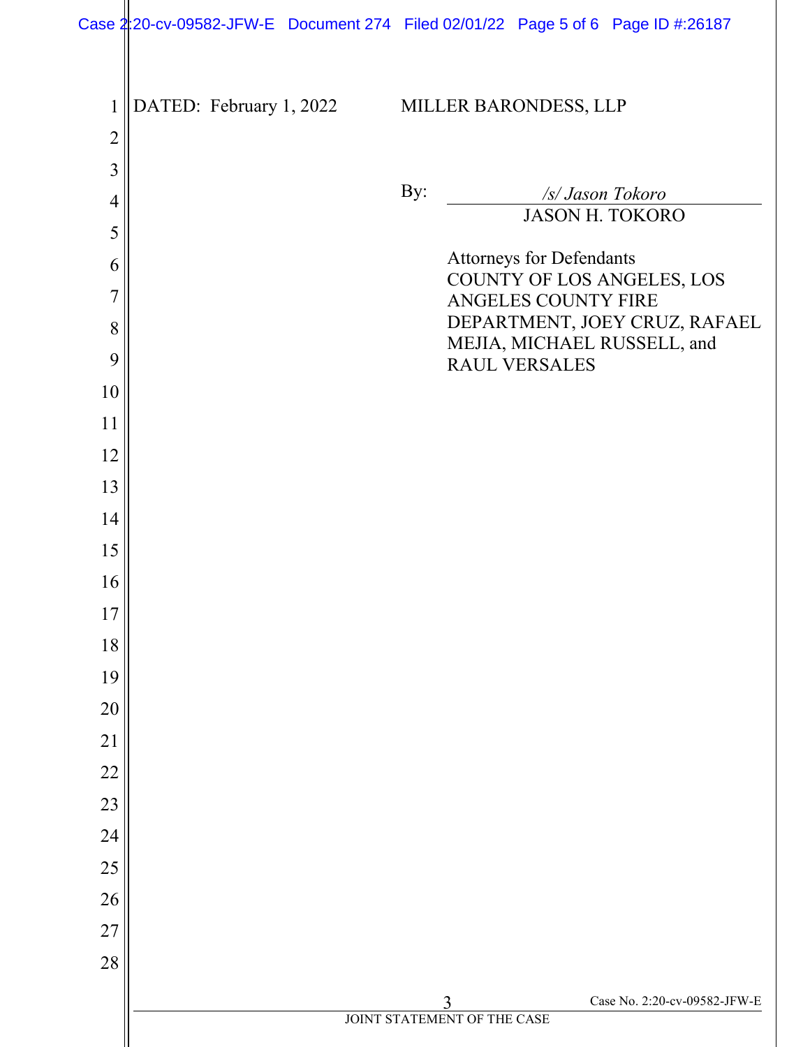DATED: February 1, 2022

MILLER BARONDESS, LLP

By: */s/ Jason Tokoro*
JASON H. TOKORO

Attorneys for Defendants
COUNTY OF LOS ANGELES, LOS ANGELES COUNTY FIRE DEPARTMENT, JOEY CRUZ, RAFAEL MEJIA, MICHAEL RUSSELL, and RAUL VERSALES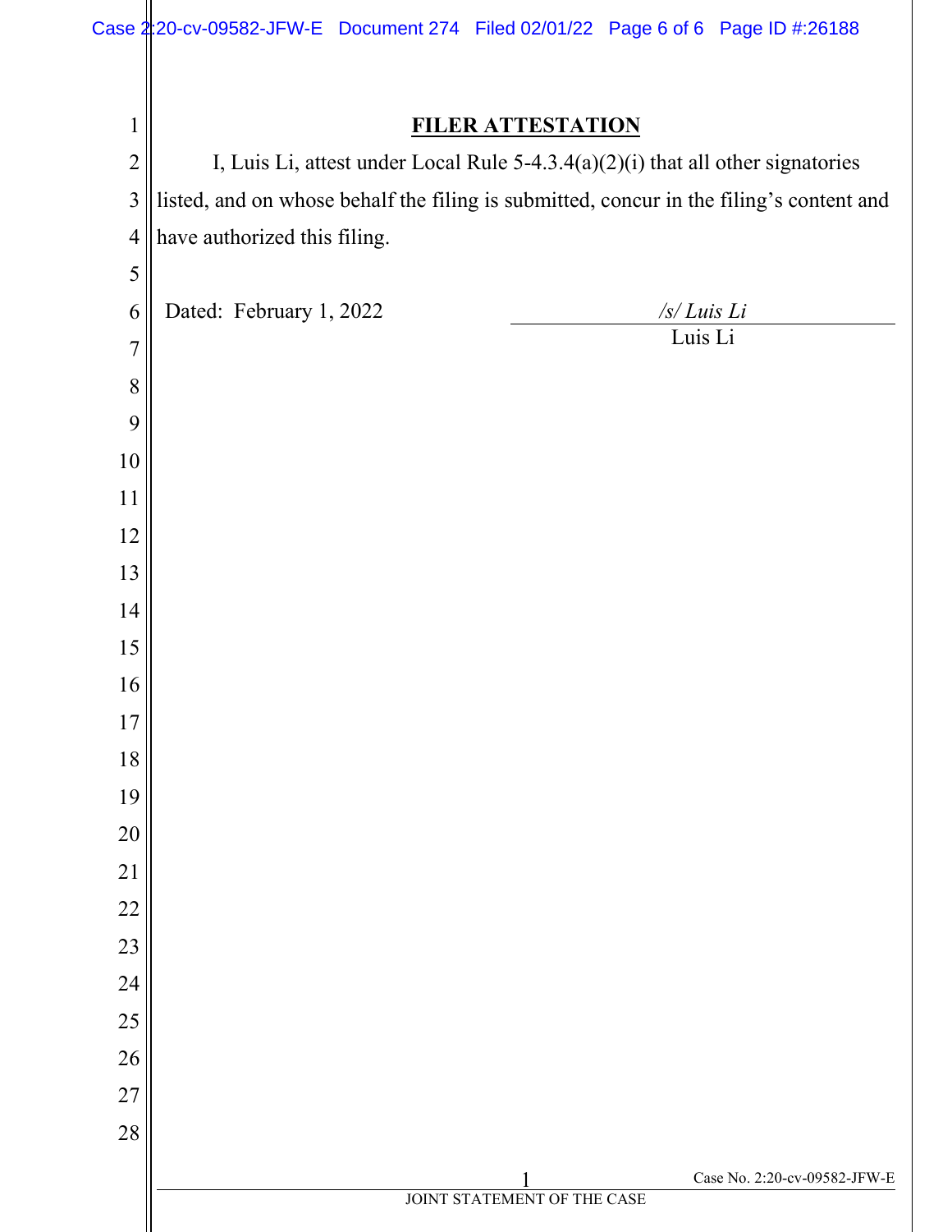## FILER ATTESTATION

I, Luis Li, attest under Local Rule 5-4.3.4(a)(2)(i) that all other signatories listed, and on whose behalf the filing is submitted, concur in the filing's content and have authorized this filing.

Dated: February 1, 2022

*/s/ Luis Li*
Luis Li